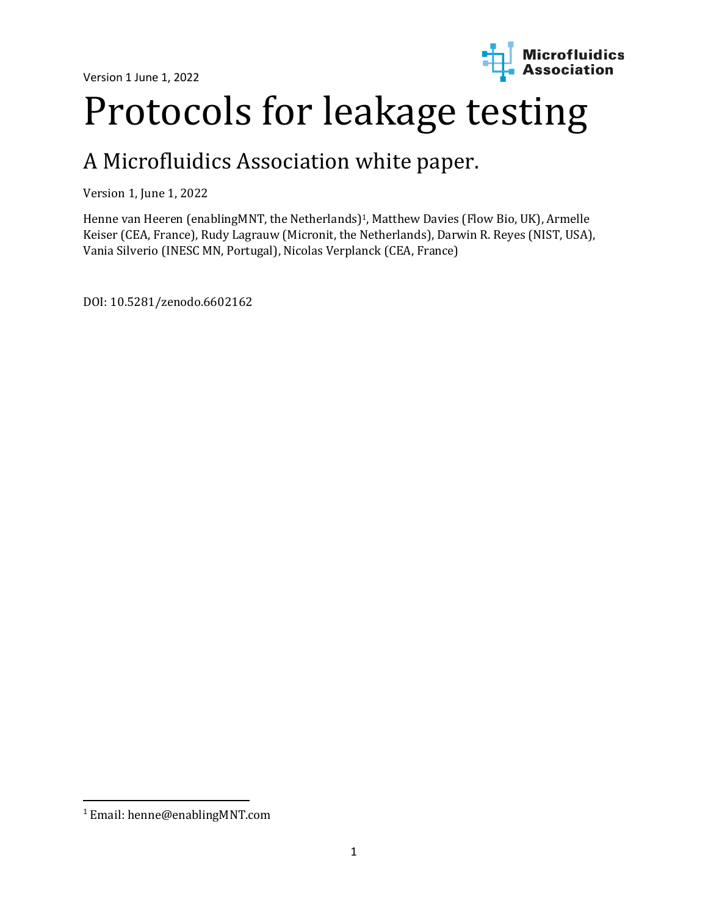Version 1 June 1, 2022

# Protocols for leakage testing

## A Microfluidics Association white paper.

Version 1, June 1, 2022

Henne van Heeren (enablingMNT, the Netherlands)[1], Matthew Davies (Flow Bio, UK), Armelle Keiser (CEA, France), Rudy Lagrauw (Micronit, the Netherlands), Darwin R. Reyes (NIST, USA), Vania Silverio (INESC MN, Portugal), Nicolas Verplanck (CEA, France)

DOI: 10.5281/zenodo.6602162

[1] Email: henne@enablingMNT.com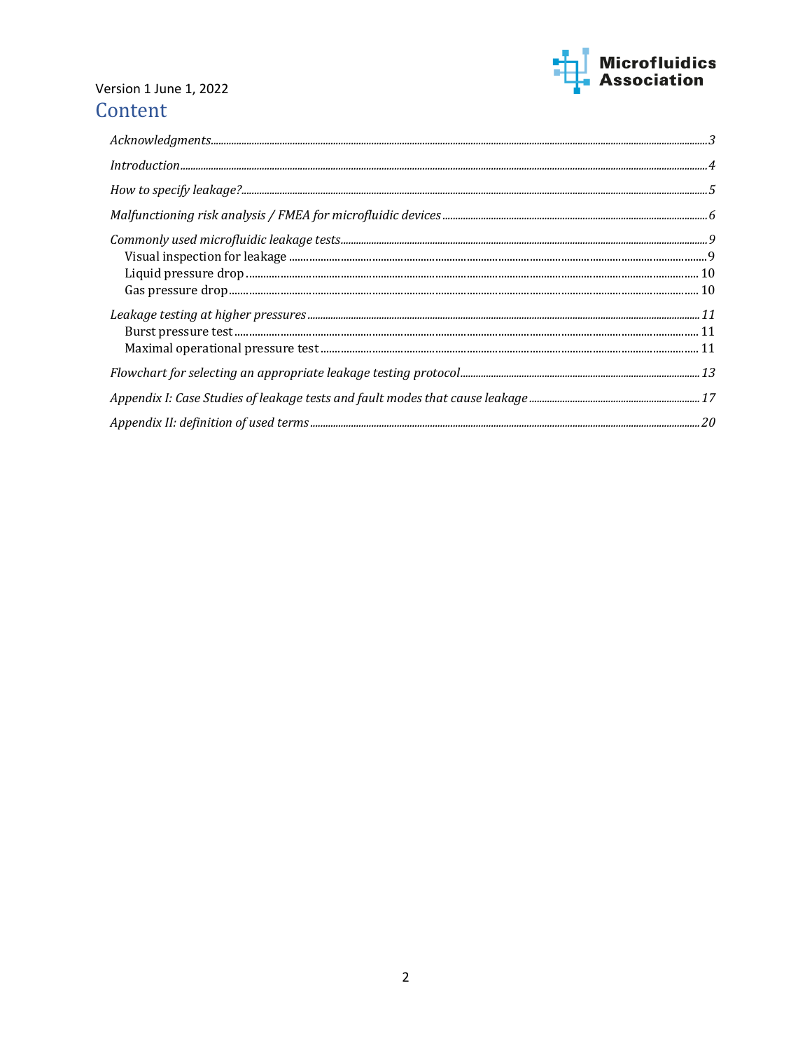Version 1 June 1, 2022

# Content

*Acknowledgments* ..... *3*

*Introduction* ..... *4*

*How to specify leakage?* ..... *5*

*Malfunctioning risk analysis / FMEA for microfluidic devices* ..... *6*

*Commonly used microfluidic leakage tests* ..... *9*
- Visual inspection for leakage ..... 9
- Liquid pressure drop ..... 10
- Gas pressure drop ..... 10

*Leakage testing at higher pressures* ..... *11*
- Burst pressure test ..... 11
- Maximal operational pressure test ..... 11

*Flowchart for selecting an appropriate leakage testing protocol* ..... *13*

*Appendix I: Case Studies of leakage tests and fault modes that cause leakage* ..... *17*

*Appendix II: definition of used terms* ..... *20*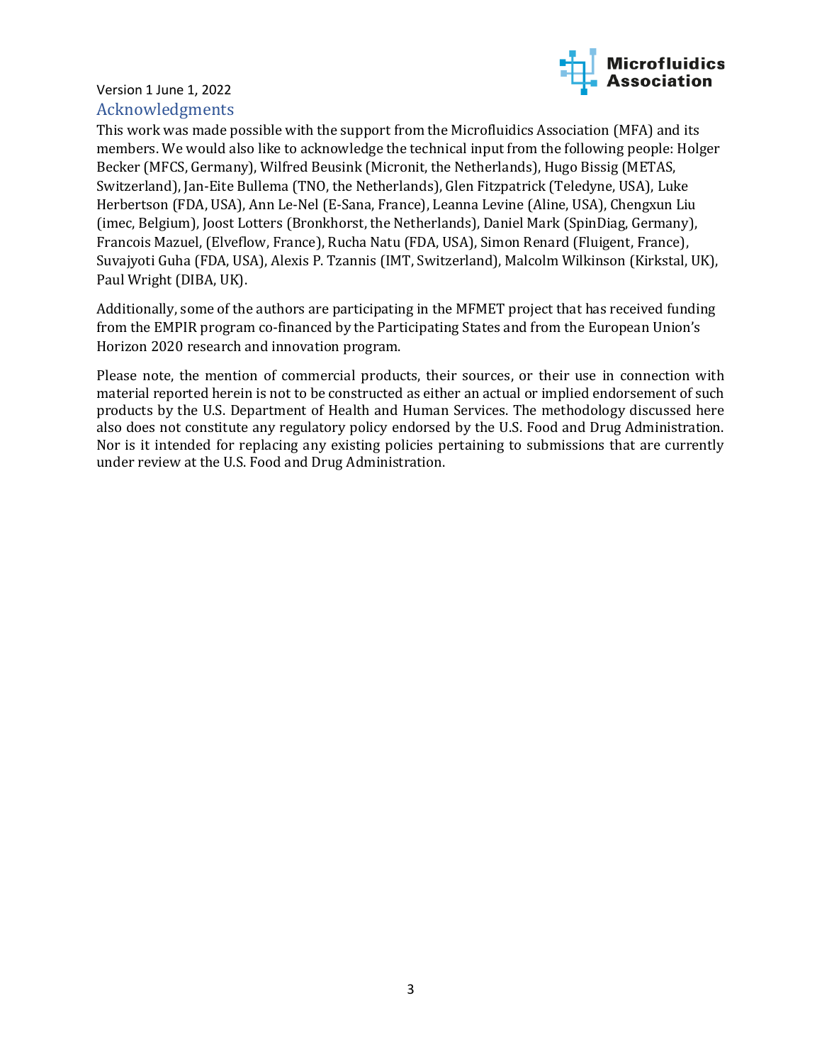## Acknowledgments

This work was made possible with the support from the Microfluidics Association (MFA) and its members. We would also like to acknowledge the technical input from the following people: Holger Becker (MFCS, Germany), Wilfred Beusink (Micronit, the Netherlands), Hugo Bissig (METAS, Switzerland), Jan-Eite Bullema (TNO, the Netherlands), Glen Fitzpatrick (Teledyne, USA), Luke Herbertson (FDA, USA), Ann Le-Nel (E-Sana, France), Leanna Levine (Aline, USA), Chengxun Liu (imec, Belgium), Joost Lotters (Bronkhorst, the Netherlands), Daniel Mark (SpinDiag, Germany), Francois Mazuel, (Elveflow, France), Rucha Natu (FDA, USA), Simon Renard (Fluigent, France), Suvajyoti Guha (FDA, USA), Alexis P. Tzannis (IMT, Switzerland), Malcolm Wilkinson (Kirkstal, UK), Paul Wright (DIBA, UK).

Additionally, some of the authors are participating in the MFMET project that has received funding from the EMPIR program co-financed by the Participating States and from the European Union's Horizon 2020 research and innovation program.

Please note, the mention of commercial products, their sources, or their use in connection with material reported herein is not to be constructed as either an actual or implied endorsement of such products by the U.S. Department of Health and Human Services. The methodology discussed here also does not constitute any regulatory policy endorsed by the U.S. Food and Drug Administration. Nor is it intended for replacing any existing policies pertaining to submissions that are currently under review at the U.S. Food and Drug Administration.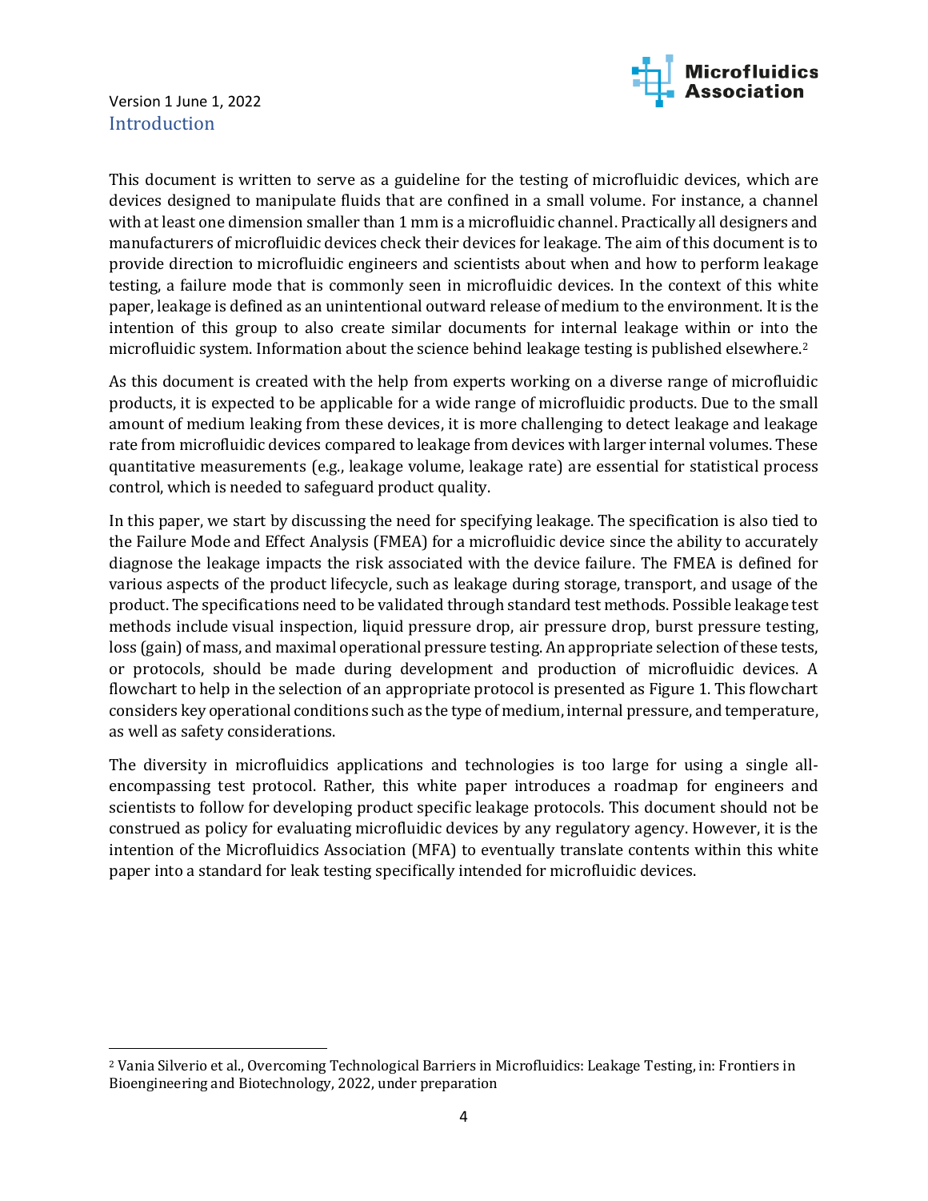# Introduction

This document is written to serve as a guideline for the testing of microfluidic devices, which are devices designed to manipulate fluids that are confined in a small volume. For instance, a channel with at least one dimension smaller than 1 mm is a microfluidic channel. Practically all designers and manufacturers of microfluidic devices check their devices for leakage. The aim of this document is to provide direction to microfluidic engineers and scientists about when and how to perform leakage testing, a failure mode that is commonly seen in microfluidic devices. In the context of this white paper, leakage is defined as an unintentional outward release of medium to the environment. It is the intention of this group to also create similar documents for internal leakage within or into the microfluidic system. Information about the science behind leakage testing is published elsewhere.[2]

As this document is created with the help from experts working on a diverse range of microfluidic products, it is expected to be applicable for a wide range of microfluidic products. Due to the small amount of medium leaking from these devices, it is more challenging to detect leakage and leakage rate from microfluidic devices compared to leakage from devices with larger internal volumes. These quantitative measurements (e.g., leakage volume, leakage rate) are essential for statistical process control, which is needed to safeguard product quality.

In this paper, we start by discussing the need for specifying leakage. The specification is also tied to the Failure Mode and Effect Analysis (FMEA) for a microfluidic device since the ability to accurately diagnose the leakage impacts the risk associated with the device failure. The FMEA is defined for various aspects of the product lifecycle, such as leakage during storage, transport, and usage of the product. The specifications need to be validated through standard test methods. Possible leakage test methods include visual inspection, liquid pressure drop, air pressure drop, burst pressure testing, loss (gain) of mass, and maximal operational pressure testing. An appropriate selection of these tests, or protocols, should be made during development and production of microfluidic devices. A flowchart to help in the selection of an appropriate protocol is presented as Figure 1. This flowchart considers key operational conditions such as the type of medium, internal pressure, and temperature, as well as safety considerations.

The diversity in microfluidics applications and technologies is too large for using a single all-encompassing test protocol. Rather, this white paper introduces a roadmap for engineers and scientists to follow for developing product specific leakage protocols. This document should not be construed as policy for evaluating microfluidic devices by any regulatory agency. However, it is the intention of the Microfluidics Association (MFA) to eventually translate contents within this white paper into a standard for leak testing specifically intended for microfluidic devices.

---

[2] Vania Silverio et al., Overcoming Technological Barriers in Microfluidics: Leakage Testing, in: Frontiers in Bioengineering and Biotechnology, 2022, under preparation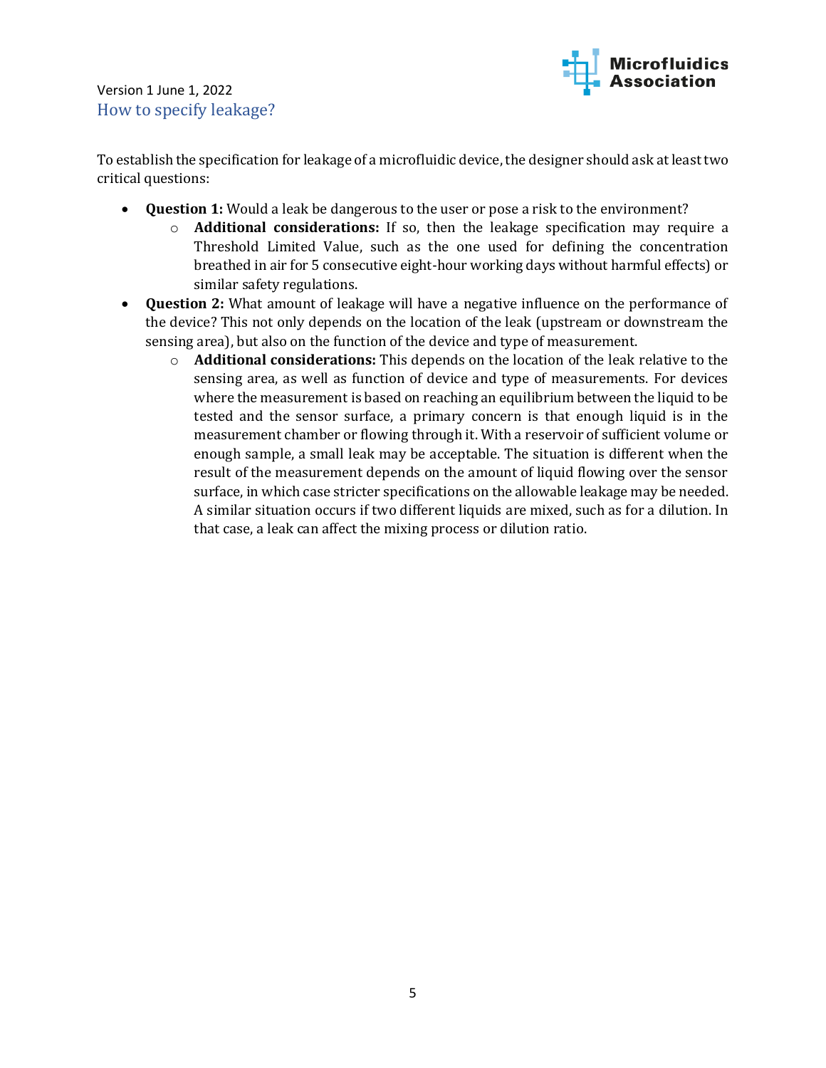## How to specify leakage?

To establish the specification for leakage of a microfluidic device, the designer should ask at least two critical questions:

- **Question 1:** Would a leak be dangerous to the user or pose a risk to the environment?
    - **Additional considerations:** If so, then the leakage specification may require a Threshold Limited Value, such as the one used for defining the concentration breathed in air for 5 consecutive eight-hour working days without harmful effects) or similar safety regulations.
- **Question 2:** What amount of leakage will have a negative influence on the performance of the device? This not only depends on the location of the leak (upstream or downstream the sensing area), but also on the function of the device and type of measurement.
    - **Additional considerations:** This depends on the location of the leak relative to the sensing area, as well as function of device and type of measurements. For devices where the measurement is based on reaching an equilibrium between the liquid to be tested and the sensor surface, a primary concern is that enough liquid is in the measurement chamber or flowing through it. With a reservoir of sufficient volume or enough sample, a small leak may be acceptable. The situation is different when the result of the measurement depends on the amount of liquid flowing over the sensor surface, in which case stricter specifications on the allowable leakage may be needed. A similar situation occurs if two different liquids are mixed, such as for a dilution. In that case, a leak can affect the mixing process or dilution ratio.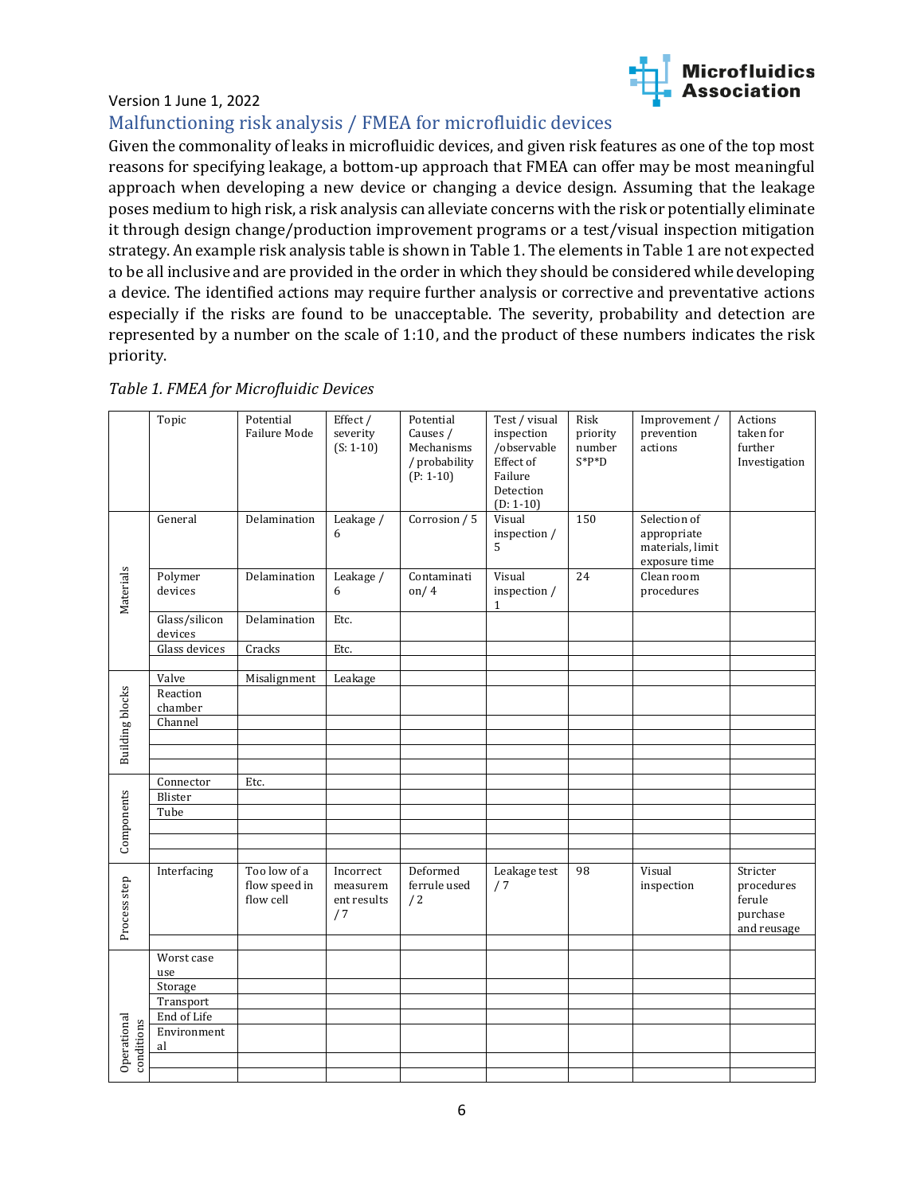Version 1 June 1, 2022

## Malfunctioning risk analysis / FMEA for microfluidic devices

Given the commonality of leaks in microfluidic devices, and given risk features as one of the top most reasons for specifying leakage, a bottom-up approach that FMEA can offer may be most meaningful approach when developing a new device or changing a device design. Assuming that the leakage poses medium to high risk, a risk analysis can alleviate concerns with the risk or potentially eliminate it through design change/production improvement programs or a test/visual inspection mitigation strategy. An example risk analysis table is shown in Table 1. The elements in Table 1 are not expected to be all inclusive and are provided in the order in which they should be considered while developing a device. The identified actions may require further analysis or corrective and preventative actions especially if the risks are found to be unacceptable. The severity, probability and detection are represented by a number on the scale of 1:10, and the product of these numbers indicates the risk priority.

*Table 1. FMEA for Microfluidic Devices*

| | Topic | Potential Failure Mode | Effect / severity (S: 1-10) | Potential Causes / Mechanisms / probability (P: 1-10) | Test / visual inspection /observable Effect of Failure Detection (D: 1-10) | Risk priority number S*P*D | Improvement / prevention actions | Actions taken for further Investigation |
|---|---|---|---|---|---|---|---|---|
| Materials | General | Delamination | Leakage / 6 | Corrosion / 5 | Visual inspection / 5 | 150 | Selection of appropriate materials, limit exposure time | |
| | Polymer devices | Delamination | Leakage / 6 | Contamination / 4 | Visual inspection / 1 | 24 | Clean room procedures | |
| | Glass/silicon devices | Delamination | Etc. | | | | | |
| | Glass devices | Cracks | Etc. | | | | | |
| | | | | | | | | |
| Building blocks | Valve | Misalignment | Leakage | | | | | |
| | Reaction chamber | | | | | | | |
| | Channel | | | | | | | |
| | | | | | | | | |
| | | | | | | | | |
| | | | | | | | | |
| Components | Connector | Etc. | | | | | | |
| | Blister | | | | | | | |
| | Tube | | | | | | | |
| | | | | | | | | |
| | | | | | | | | |
| | | | | | | | | |
| Process step | Interfacing | Too low of a flow speed in flow cell | Incorrect measurement results / 7 | Deformed ferrule used / 2 | Leakage test / 7 | 98 | Visual inspection | Stricter procedures ferule purchase and reusage |
| | | | | | | | | |
| Operational conditions | Worst case use | | | | | | | |
| | Storage | | | | | | | |
| | Transport | | | | | | | |
| | End of Life | | | | | | | |
| | Environmental | | | | | | | |
| | | | | | | | | |
| | | | | | | | | |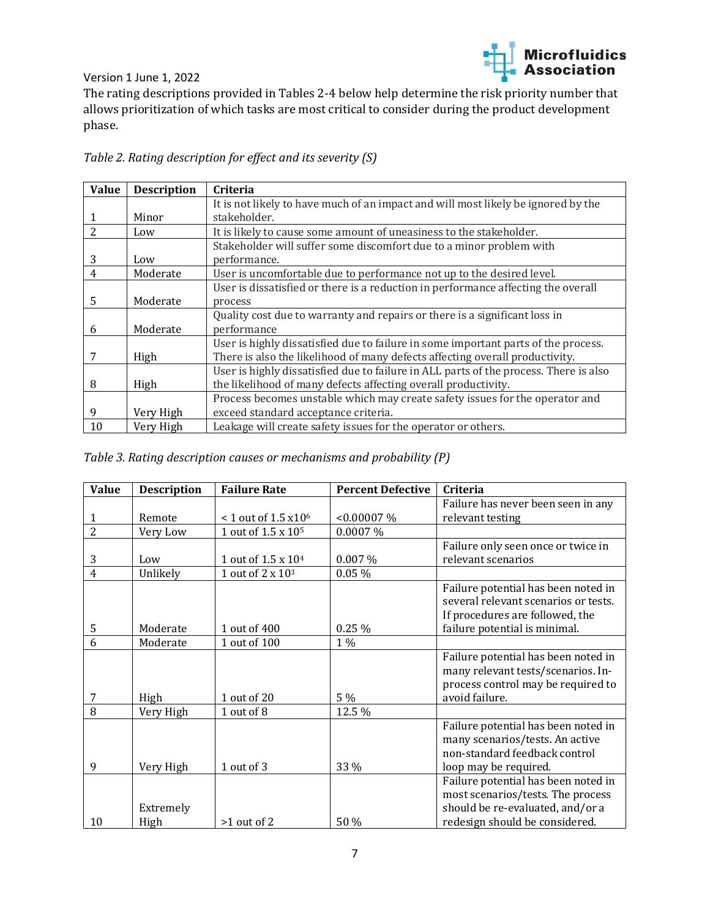The rating descriptions provided in Tables 2-4 below help determine the risk priority number that allows prioritization of which tasks are most critical to consider during the product development phase.

*Table 2. Rating description for effect and its severity (S)*

| Value | Description | Criteria |
|---|---|---|
| 1 | Minor | It is not likely to have much of an impact and will most likely be ignored by the stakeholder. |
| 2 | Low | It is likely to cause some amount of uneasiness to the stakeholder. |
| 3 | Low | Stakeholder will suffer some discomfort due to a minor problem with performance. |
| 4 | Moderate | User is uncomfortable due to performance not up to the desired level. |
| 5 | Moderate | User is dissatisfied or there is a reduction in performance affecting the overall process |
| 6 | Moderate | Quality cost due to warranty and repairs or there is a significant loss in performance |
| 7 | High | User is highly dissatisfied due to failure in some important parts of the process. There is also the likelihood of many defects affecting overall productivity. |
| 8 | High | User is highly dissatisfied due to failure in ALL parts of the process. There is also the likelihood of many defects affecting overall productivity. |
| 9 | Very High | Process becomes unstable which may create safety issues for the operator and exceed standard acceptance criteria. |
| 10 | Very High | Leakage will create safety issues for the operator or others. |

*Table 3. Rating description causes or mechanisms and probability (P)*

| Value | Description | Failure Rate | Percent Defective | Criteria |
|---|---|---|---|---|
| 1 | Remote | < 1 out of $1.5 \times 10^6$ | <0.00007 % | Failure has never been seen in any relevant testing |
| 2 | Very Low | 1 out of $1.5 \times 10^5$ | 0.0007 % | |
| 3 | Low | 1 out of $1.5 \times 10^4$ | 0.007 % | Failure only seen once or twice in relevant scenarios |
| 4 | Unlikely | 1 out of $2 \times 10^3$ | 0.05 % | |
| 5 | Moderate | 1 out of 400 | 0.25 % | Failure potential has been noted in several relevant scenarios or tests. If procedures are followed, the failure potential is minimal. |
| 6 | Moderate | 1 out of 100 | 1 % | |
| 7 | High | 1 out of 20 | 5 % | Failure potential has been noted in many relevant tests/scenarios. In-process control may be required to avoid failure. |
| 8 | Very High | 1 out of 8 | 12.5 % | |
| 9 | Very High | 1 out of 3 | 33 % | Failure potential has been noted in many scenarios/tests. An active non-standard feedback control loop may be required. |
| 10 | Extremely High | >1 out of 2 | 50 % | Failure potential has been noted in most scenarios/tests. The process should be re-evaluated, and/or a redesign should be considered. |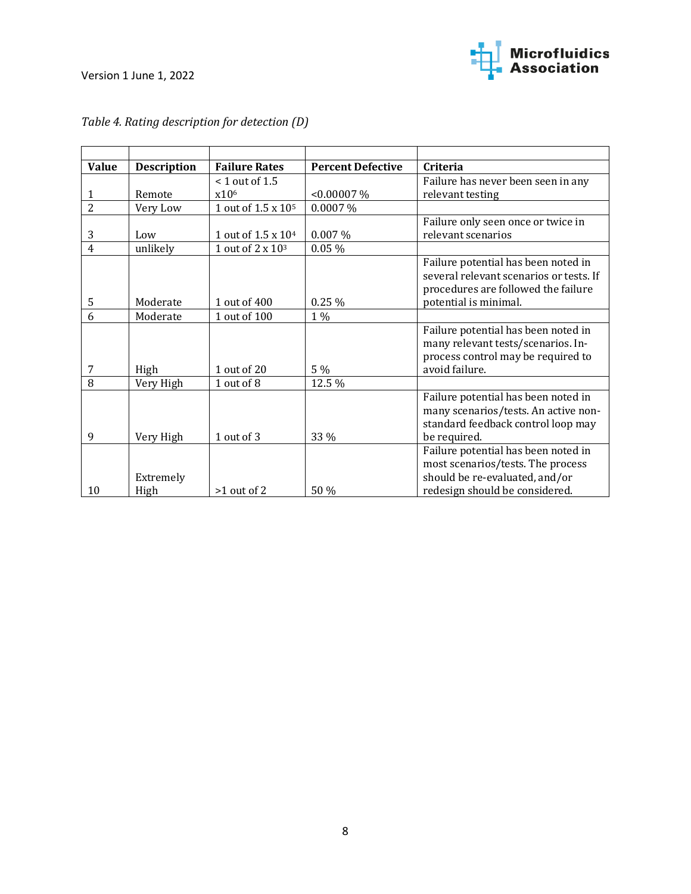*Table 4. Rating description for detection (D)*

| Value | Description | Failure Rates | Percent Defective | Criteria |
|---|---|---|---|---|
| 1 | Remote | < 1 out of 1.5 x$10^6$ | <0.00007 % | Failure has never been seen in any relevant testing |
| 2 | Very Low | 1 out of 1.5 x $10^5$ | 0.0007 % | |
| 3 | Low | 1 out of 1.5 x $10^4$ | 0.007 % | Failure only seen once or twice in relevant scenarios |
| 4 | unlikely | 1 out of 2 x $10^3$ | 0.05 % | |
| 5 | Moderate | 1 out of 400 | 0.25 % | Failure potential has been noted in several relevant scenarios or tests. If procedures are followed the failure potential is minimal. |
| 6 | Moderate | 1 out of 100 | 1 % | |
| 7 | High | 1 out of 20 | 5 % | Failure potential has been noted in many relevant tests/scenarios. In-process control may be required to avoid failure. |
| 8 | Very High | 1 out of 8 | 12.5 % | |
| 9 | Very High | 1 out of 3 | 33 % | Failure potential has been noted in many scenarios/tests. An active non-standard feedback control loop may be required. |
| 10 | Extremely High | >1 out of 2 | 50 % | Failure potential has been noted in most scenarios/tests. The process should be re-evaluated, and/or redesign should be considered. |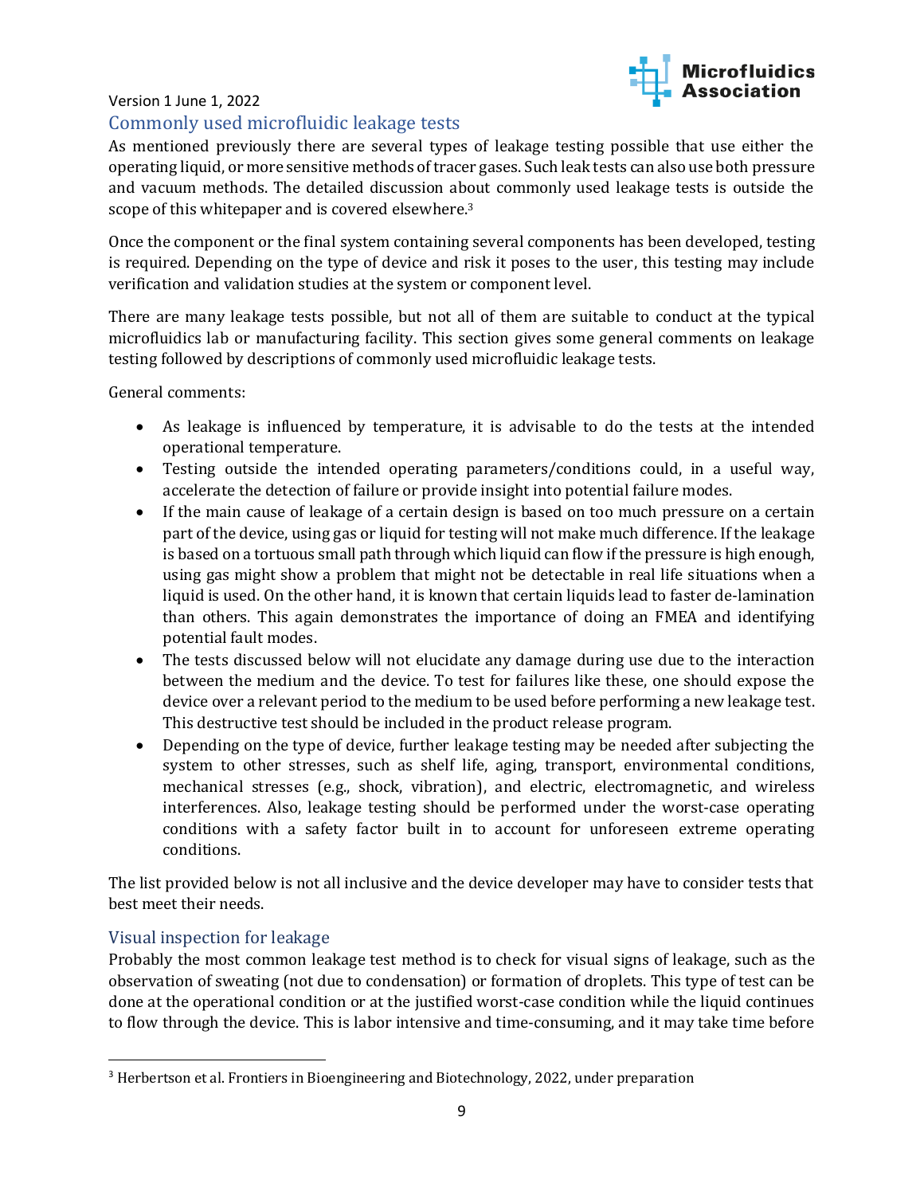## Commonly used microfluidic leakage tests

As mentioned previously there are several types of leakage testing possible that use either the operating liquid, or more sensitive methods of tracer gases. Such leak tests can also use both pressure and vacuum methods. The detailed discussion about commonly used leakage tests is outside the scope of this whitepaper and is covered elsewhere.[3]

Once the component or the final system containing several components has been developed, testing is required. Depending on the type of device and risk it poses to the user, this testing may include verification and validation studies at the system or component level.

There are many leakage tests possible, but not all of them are suitable to conduct at the typical microfluidics lab or manufacturing facility. This section gives some general comments on leakage testing followed by descriptions of commonly used microfluidic leakage tests.

General comments:

- As leakage is influenced by temperature, it is advisable to do the tests at the intended operational temperature.
- Testing outside the intended operating parameters/conditions could, in a useful way, accelerate the detection of failure or provide insight into potential failure modes.
- If the main cause of leakage of a certain design is based on too much pressure on a certain part of the device, using gas or liquid for testing will not make much difference. If the leakage is based on a tortuous small path through which liquid can flow if the pressure is high enough, using gas might show a problem that might not be detectable in real life situations when a liquid is used. On the other hand, it is known that certain liquids lead to faster de-lamination than others. This again demonstrates the importance of doing an FMEA and identifying potential fault modes.
- The tests discussed below will not elucidate any damage during use due to the interaction between the medium and the device. To test for failures like these, one should expose the device over a relevant period to the medium to be used before performing a new leakage test. This destructive test should be included in the product release program.
- Depending on the type of device, further leakage testing may be needed after subjecting the system to other stresses, such as shelf life, aging, transport, environmental conditions, mechanical stresses (e.g., shock, vibration), and electric, electromagnetic, and wireless interferences. Also, leakage testing should be performed under the worst-case operating conditions with a safety factor built in to account for unforeseen extreme operating conditions.

The list provided below is not all inclusive and the device developer may have to consider tests that best meet their needs.

### Visual inspection for leakage

Probably the most common leakage test method is to check for visual signs of leakage, such as the observation of sweating (not due to condensation) or formation of droplets. This type of test can be done at the operational condition or at the justified worst-case condition while the liquid continues to flow through the device. This is labor intensive and time-consuming, and it may take time before

[3] Herbertson et al. Frontiers in Bioengineering and Biotechnology, 2022, under preparation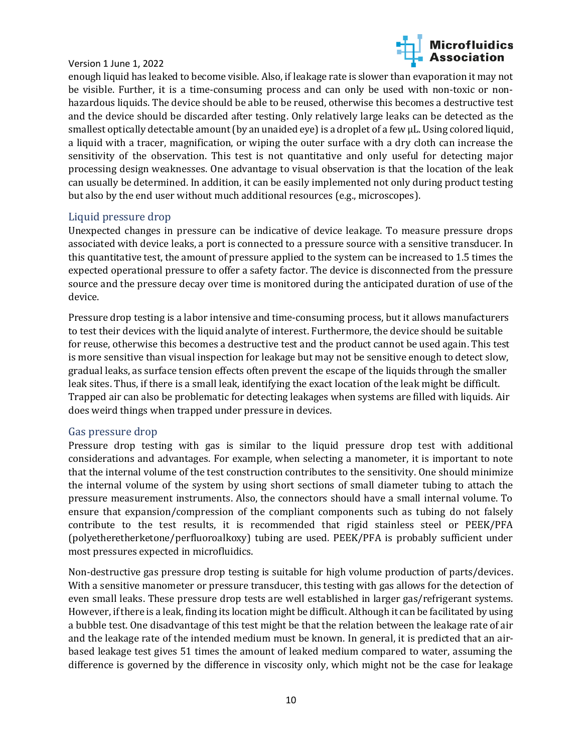enough liquid has leaked to become visible. Also, if leakage rate is slower than evaporation it may not be visible. Further, it is a time-consuming process and can only be used with non-toxic or non-hazardous liquids. The device should be able to be reused, otherwise this becomes a destructive test and the device should be discarded after testing. Only relatively large leaks can be detected as the smallest optically detectable amount (by an unaided eye) is a droplet of a few µL. Using colored liquid, a liquid with a tracer, magnification, or wiping the outer surface with a dry cloth can increase the sensitivity of the observation. This test is not quantitative and only useful for detecting major processing design weaknesses. One advantage to visual observation is that the location of the leak can usually be determined. In addition, it can be easily implemented not only during product testing but also by the end user without much additional resources (e.g., microscopes).

### Liquid pressure drop

Unexpected changes in pressure can be indicative of device leakage. To measure pressure drops associated with device leaks, a port is connected to a pressure source with a sensitive transducer. In this quantitative test, the amount of pressure applied to the system can be increased to 1.5 times the expected operational pressure to offer a safety factor. The device is disconnected from the pressure source and the pressure decay over time is monitored during the anticipated duration of use of the device.

Pressure drop testing is a labor intensive and time-consuming process, but it allows manufacturers to test their devices with the liquid analyte of interest. Furthermore, the device should be suitable for reuse, otherwise this becomes a destructive test and the product cannot be used again. This test is more sensitive than visual inspection for leakage but may not be sensitive enough to detect slow, gradual leaks, as surface tension effects often prevent the escape of the liquids through the smaller leak sites. Thus, if there is a small leak, identifying the exact location of the leak might be difficult. Trapped air can also be problematic for detecting leakages when systems are filled with liquids. Air does weird things when trapped under pressure in devices.

### Gas pressure drop

Pressure drop testing with gas is similar to the liquid pressure drop test with additional considerations and advantages. For example, when selecting a manometer, it is important to note that the internal volume of the test construction contributes to the sensitivity. One should minimize the internal volume of the system by using short sections of small diameter tubing to attach the pressure measurement instruments. Also, the connectors should have a small internal volume. To ensure that expansion/compression of the compliant components such as tubing do not falsely contribute to the test results, it is recommended that rigid stainless steel or PEEK/PFA (polyetheretherketone/perfluoroalkoxy) tubing are used. PEEK/PFA is probably sufficient under most pressures expected in microfluidics.

Non-destructive gas pressure drop testing is suitable for high volume production of parts/devices. With a sensitive manometer or pressure transducer, this testing with gas allows for the detection of even small leaks. These pressure drop tests are well established in larger gas/refrigerant systems. However, if there is a leak, finding its location might be difficult. Although it can be facilitated by using a bubble test. One disadvantage of this test might be that the relation between the leakage rate of air and the leakage rate of the intended medium must be known. In general, it is predicted that an air-based leakage test gives 51 times the amount of leaked medium compared to water, assuming the difference is governed by the difference in viscosity only, which might not be the case for leakage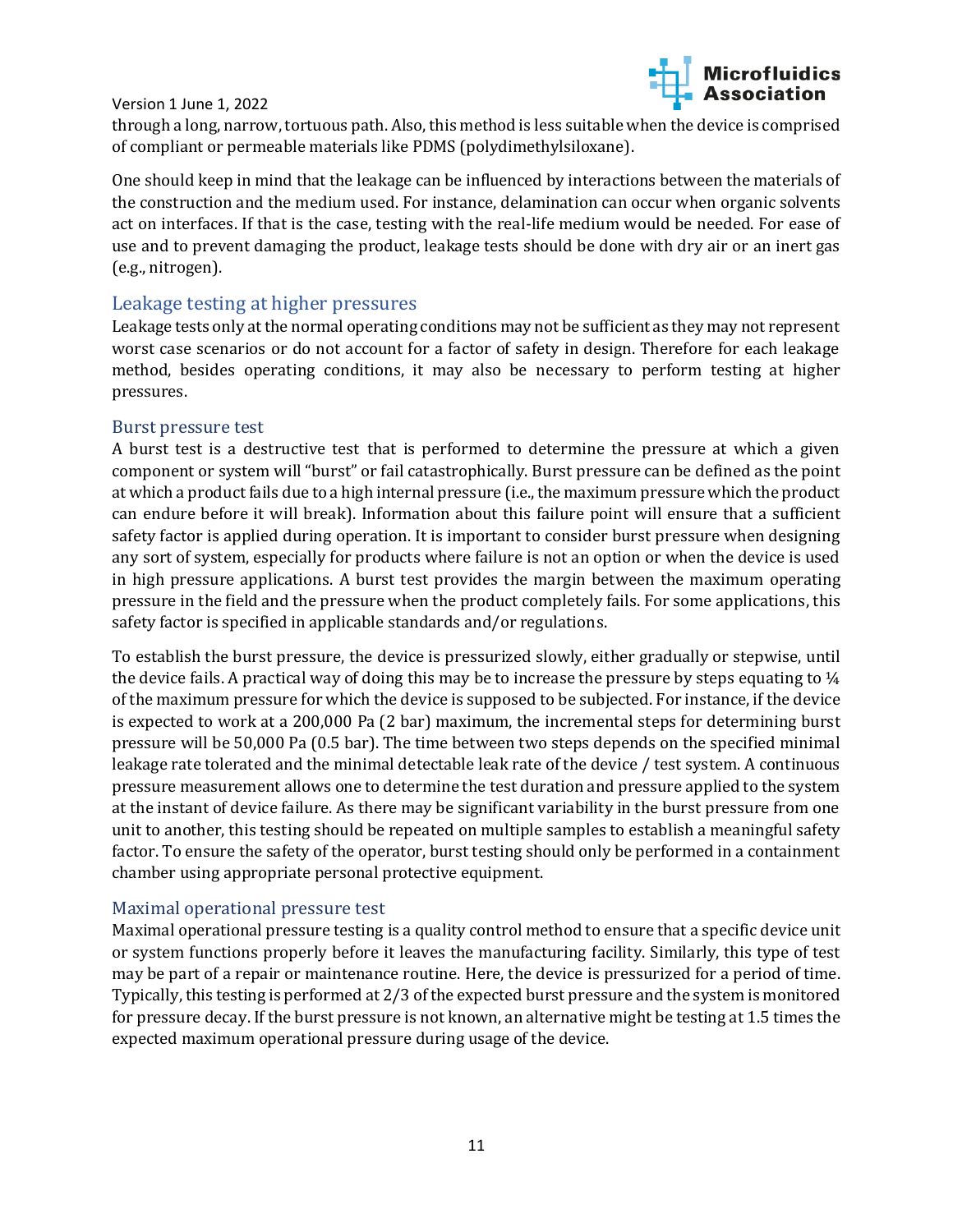through a long, narrow, tortuous path. Also, this method is less suitable when the device is comprised of compliant or permeable materials like PDMS (polydimethylsiloxane).

One should keep in mind that the leakage can be influenced by interactions between the materials of the construction and the medium used. For instance, delamination can occur when organic solvents act on interfaces. If that is the case, testing with the real-life medium would be needed. For ease of use and to prevent damaging the product, leakage tests should be done with dry air or an inert gas (e.g., nitrogen).

## Leakage testing at higher pressures

Leakage tests only at the normal operating conditions may not be sufficient as they may not represent worst case scenarios or do not account for a factor of safety in design. Therefore for each leakage method, besides operating conditions, it may also be necessary to perform testing at higher pressures.

### Burst pressure test

A burst test is a destructive test that is performed to determine the pressure at which a given component or system will "burst" or fail catastrophically. Burst pressure can be defined as the point at which a product fails due to a high internal pressure (i.e., the maximum pressure which the product can endure before it will break). Information about this failure point will ensure that a sufficient safety factor is applied during operation. It is important to consider burst pressure when designing any sort of system, especially for products where failure is not an option or when the device is used in high pressure applications. A burst test provides the margin between the maximum operating pressure in the field and the pressure when the product completely fails. For some applications, this safety factor is specified in applicable standards and/or regulations.

To establish the burst pressure, the device is pressurized slowly, either gradually or stepwise, until the device fails. A practical way of doing this may be to increase the pressure by steps equating to ¼ of the maximum pressure for which the device is supposed to be subjected. For instance, if the device is expected to work at a 200,000 Pa (2 bar) maximum, the incremental steps for determining burst pressure will be 50,000 Pa (0.5 bar). The time between two steps depends on the specified minimal leakage rate tolerated and the minimal detectable leak rate of the device / test system. A continuous pressure measurement allows one to determine the test duration and pressure applied to the system at the instant of device failure. As there may be significant variability in the burst pressure from one unit to another, this testing should be repeated on multiple samples to establish a meaningful safety factor. To ensure the safety of the operator, burst testing should only be performed in a containment chamber using appropriate personal protective equipment.

### Maximal operational pressure test

Maximal operational pressure testing is a quality control method to ensure that a specific device unit or system functions properly before it leaves the manufacturing facility. Similarly, this type of test may be part of a repair or maintenance routine. Here, the device is pressurized for a period of time. Typically, this testing is performed at 2/3 of the expected burst pressure and the system is monitored for pressure decay. If the burst pressure is not known, an alternative might be testing at 1.5 times the expected maximum operational pressure during usage of the device.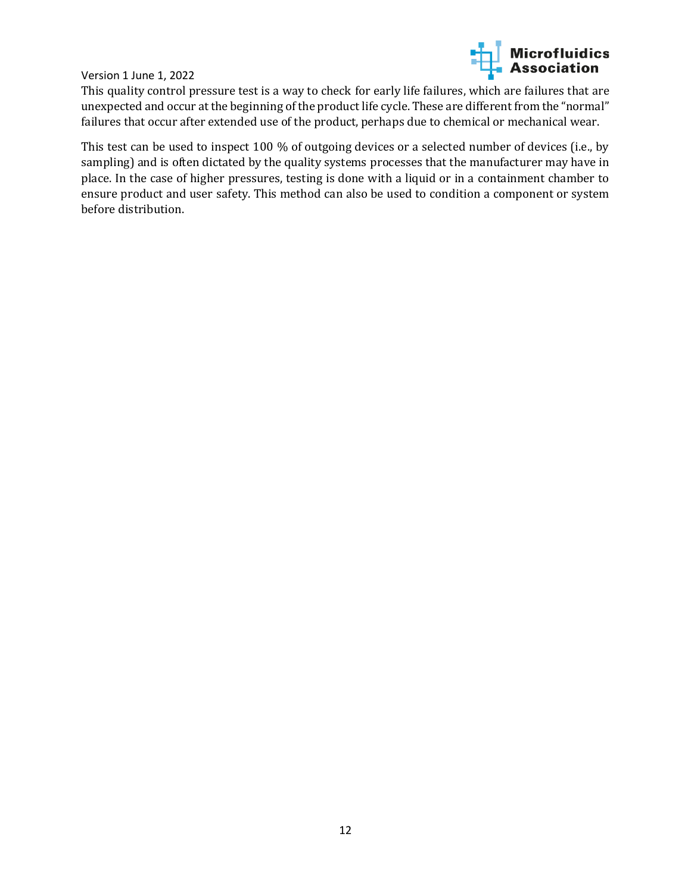This quality control pressure test is a way to check for early life failures, which are failures that are unexpected and occur at the beginning of the product life cycle. These are different from the "normal" failures that occur after extended use of the product, perhaps due to chemical or mechanical wear.

This test can be used to inspect 100 % of outgoing devices or a selected number of devices (i.e., by sampling) and is often dictated by the quality systems processes that the manufacturer may have in place. In the case of higher pressures, testing is done with a liquid or in a containment chamber to ensure product and user safety. This method can also be used to condition a component or system before distribution.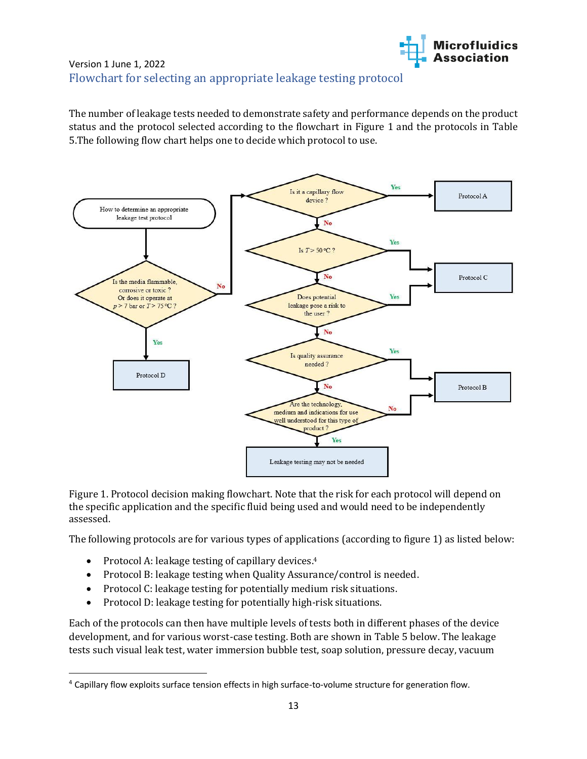Version 1 June 1, 2022

## Flowchart for selecting an appropriate leakage testing protocol

The number of leakage tests needed to demonstrate safety and performance depends on the product status and the protocol selected according to the flowchart in Figure 1 and the protocols in Table 5.The following flow chart helps one to decide which protocol to use.

Figure 1. Protocol decision making flowchart. Note that the risk for each protocol will depend on the specific application and the specific fluid being used and would need to be independently assessed.

The following protocols are for various types of applications (according to figure 1) as listed below:

- Protocol A: leakage testing of capillary devices.[4]
- Protocol B: leakage testing when Quality Assurance/control is needed.
- Protocol C: leakage testing for potentially medium risk situations.
- Protocol D: leakage testing for potentially high-risk situations.

Each of the protocols can then have multiple levels of tests both in different phases of the device development, and for various worst-case testing. Both are shown in Table 5 below. The leakage tests such visual leak test, water immersion bubble test, soap solution, pressure decay, vacuum

[4] Capillary flow exploits surface tension effects in high surface-to-volume structure for generation flow.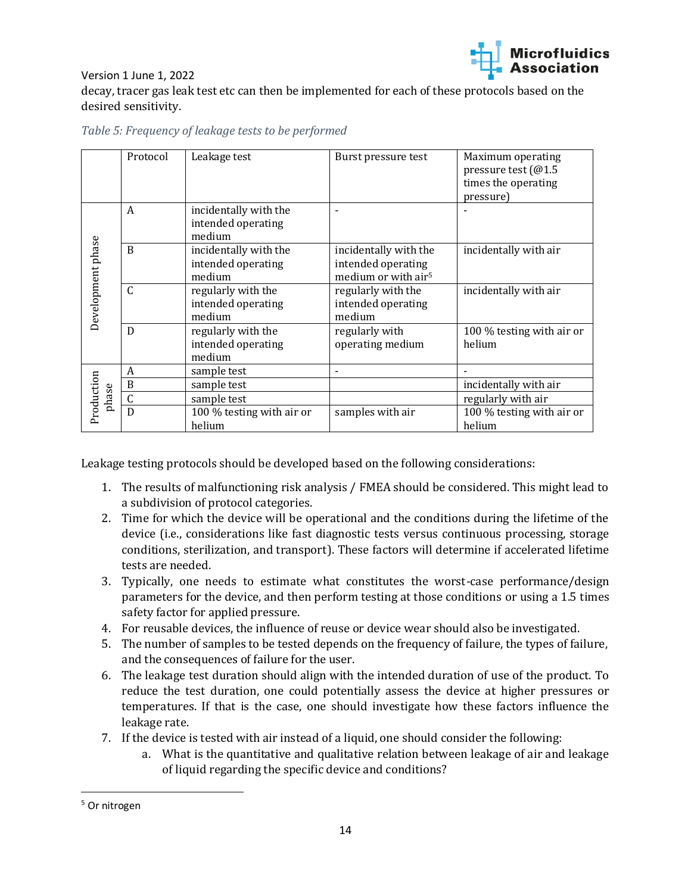decay, tracer gas leak test etc can then be implemented for each of these protocols based on the desired sensitivity.

*Table 5: Frequency of leakage tests to be performed*

| | Protocol | Leakage test | Burst pressure test | Maximum operating pressure test (@1.5 times the operating pressure) |
|---|---|---|---|---|
| Development phase | A | incidentally with the intended operating medium | - | - |
| | B | incidentally with the intended operating medium | incidentally with the intended operating medium or with air[5] | incidentally with air |
| | C | regularly with the intended operating medium | regularly with the intended operating medium | incidentally with air |
| | D | regularly with the intended operating medium | regularly with operating medium | 100 % testing with air or helium |
| Production phase | A | sample test | - | - |
| | B | sample test | | incidentally with air |
| | C | sample test | | regularly with air |
| | D | 100 % testing with air or helium | samples with air | 100 % testing with air or helium |

Leakage testing protocols should be developed based on the following considerations:

1. The results of malfunctioning risk analysis / FMEA should be considered. This might lead to a subdivision of protocol categories.
2. Time for which the device will be operational and the conditions during the lifetime of the device (i.e., considerations like fast diagnostic tests versus continuous processing, storage conditions, sterilization, and transport). These factors will determine if accelerated lifetime tests are needed.
3. Typically, one needs to estimate what constitutes the worst-case performance/design parameters for the device, and then perform testing at those conditions or using a 1.5 times safety factor for applied pressure.
4. For reusable devices, the influence of reuse or device wear should also be investigated.
5. The number of samples to be tested depends on the frequency of failure, the types of failure, and the consequences of failure for the user.
6. The leakage test duration should align with the intended duration of use of the product. To reduce the test duration, one could potentially assess the device at higher pressures or temperatures. If that is the case, one should investigate how these factors influence the leakage rate.
7. If the device is tested with air instead of a liquid, one should consider the following:
    a. What is the quantitative and qualitative relation between leakage of air and leakage of liquid regarding the specific device and conditions?

[5] Or nitrogen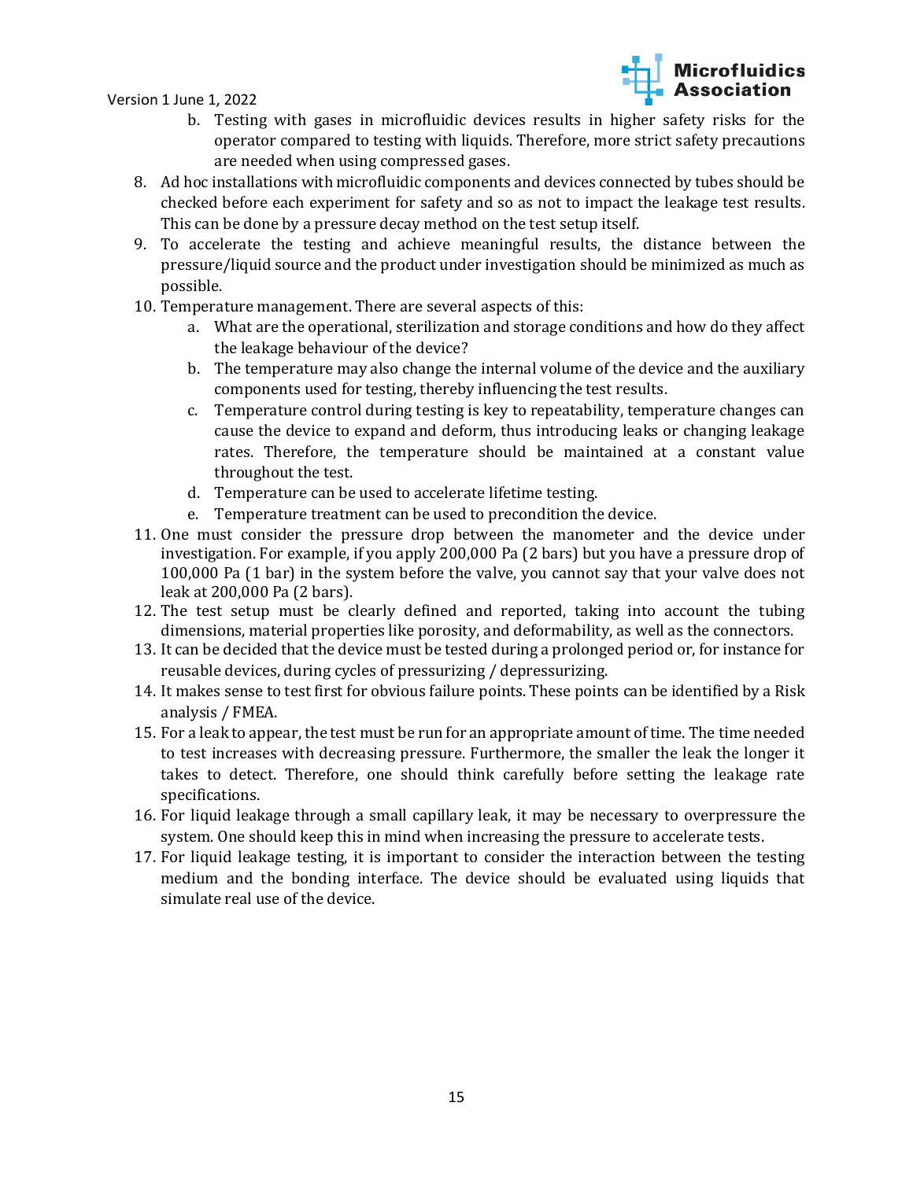b. Testing with gases in microfluidic devices results in higher safety risks for the operator compared to testing with liquids. Therefore, more strict safety precautions are needed when using compressed gases.

8. Ad hoc installations with microfluidic components and devices connected by tubes should be checked before each experiment for safety and so as not to impact the leakage test results. This can be done by a pressure decay method on the test setup itself.
9. To accelerate the testing and achieve meaningful results, the distance between the pressure/liquid source and the product under investigation should be minimized as much as possible.
10. Temperature management. There are several aspects of this:
    a. What are the operational, sterilization and storage conditions and how do they affect the leakage behaviour of the device?
    b. The temperature may also change the internal volume of the device and the auxiliary components used for testing, thereby influencing the test results.
    c. Temperature control during testing is key to repeatability, temperature changes can cause the device to expand and deform, thus introducing leaks or changing leakage rates. Therefore, the temperature should be maintained at a constant value throughout the test.
    d. Temperature can be used to accelerate lifetime testing.
    e. Temperature treatment can be used to precondition the device.
11. One must consider the pressure drop between the manometer and the device under investigation. For example, if you apply 200,000 Pa (2 bars) but you have a pressure drop of 100,000 Pa (1 bar) in the system before the valve, you cannot say that your valve does not leak at 200,000 Pa (2 bars).
12. The test setup must be clearly defined and reported, taking into account the tubing dimensions, material properties like porosity, and deformability, as well as the connectors.
13. It can be decided that the device must be tested during a prolonged period or, for instance for reusable devices, during cycles of pressurizing / depressurizing.
14. It makes sense to test first for obvious failure points. These points can be identified by a Risk analysis / FMEA.
15. For a leak to appear, the test must be run for an appropriate amount of time. The time needed to test increases with decreasing pressure. Furthermore, the smaller the leak the longer it takes to detect. Therefore, one should think carefully before setting the leakage rate specifications.
16. For liquid leakage through a small capillary leak, it may be necessary to overpressure the system. One should keep this in mind when increasing the pressure to accelerate tests.
17. For liquid leakage testing, it is important to consider the interaction between the testing medium and the bonding interface. The device should be evaluated using liquids that simulate real use of the device.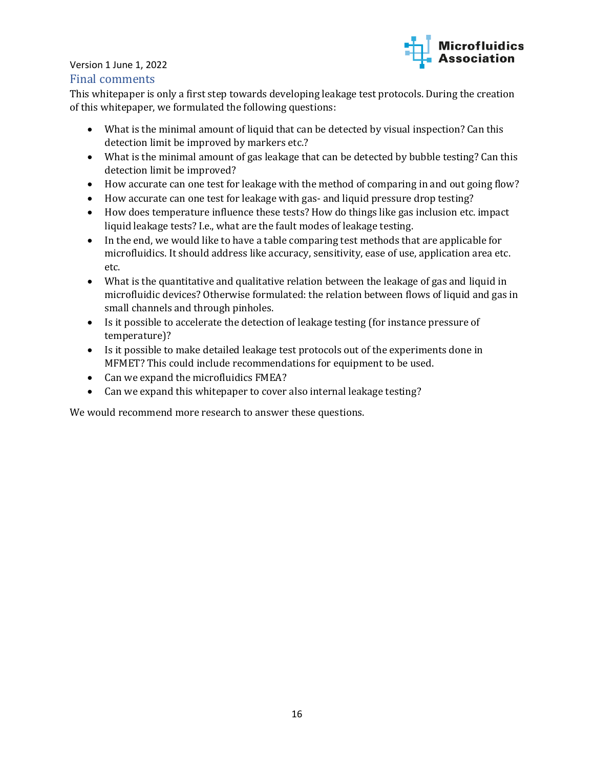## Final comments

This whitepaper is only a first step towards developing leakage test protocols. During the creation of this whitepaper, we formulated the following questions:

- What is the minimal amount of liquid that can be detected by visual inspection? Can this detection limit be improved by markers etc.?
- What is the minimal amount of gas leakage that can be detected by bubble testing? Can this detection limit be improved?
- How accurate can one test for leakage with the method of comparing in and out going flow?
- How accurate can one test for leakage with gas- and liquid pressure drop testing?
- How does temperature influence these tests? How do things like gas inclusion etc. impact liquid leakage tests? I.e., what are the fault modes of leakage testing.
- In the end, we would like to have a table comparing test methods that are applicable for microfluidics. It should address like accuracy, sensitivity, ease of use, application area etc. etc.
- What is the quantitative and qualitative relation between the leakage of gas and liquid in microfluidic devices? Otherwise formulated: the relation between flows of liquid and gas in small channels and through pinholes.
- Is it possible to accelerate the detection of leakage testing (for instance pressure of temperature)?
- Is it possible to make detailed leakage test protocols out of the experiments done in MFMET? This could include recommendations for equipment to be used.
- Can we expand the microfluidics FMEA?
- Can we expand this whitepaper to cover also internal leakage testing?

We would recommend more research to answer these questions.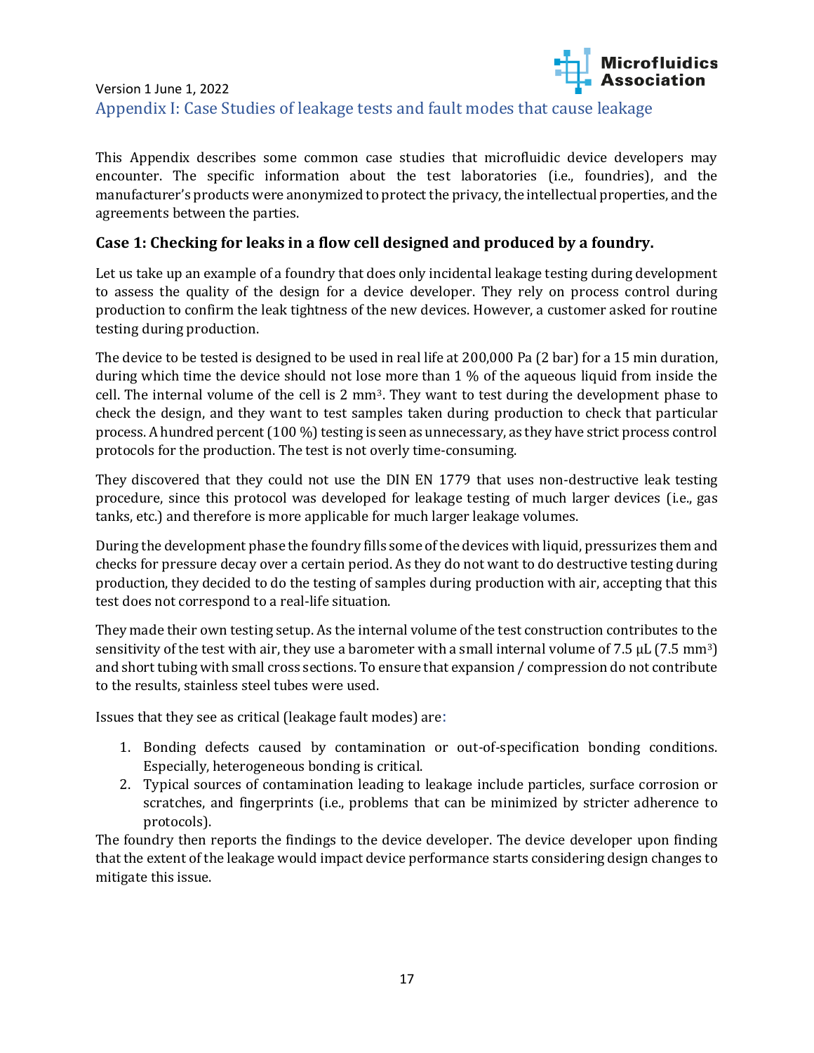## Appendix I: Case Studies of leakage tests and fault modes that cause leakage

This Appendix describes some common case studies that microfluidic device developers may encounter. The specific information about the test laboratories (i.e., foundries), and the manufacturer's products were anonymized to protect the privacy, the intellectual properties, and the agreements between the parties.

### Case 1: Checking for leaks in a flow cell designed and produced by a foundry.

Let us take up an example of a foundry that does only incidental leakage testing during development to assess the quality of the design for a device developer. They rely on process control during production to confirm the leak tightness of the new devices. However, a customer asked for routine testing during production.

The device to be tested is designed to be used in real life at 200,000 Pa (2 bar) for a 15 min duration, during which time the device should not lose more than 1 % of the aqueous liquid from inside the cell. The internal volume of the cell is 2 mm$^3$. They want to test during the development phase to check the design, and they want to test samples taken during production to check that particular process. A hundred percent (100 %) testing is seen as unnecessary, as they have strict process control protocols for the production. The test is not overly time-consuming.

They discovered that they could not use the DIN EN 1779 that uses non-destructive leak testing procedure, since this protocol was developed for leakage testing of much larger devices (i.e., gas tanks, etc.) and therefore is more applicable for much larger leakage volumes.

During the development phase the foundry fills some of the devices with liquid, pressurizes them and checks for pressure decay over a certain period. As they do not want to do destructive testing during production, they decided to do the testing of samples during production with air, accepting that this test does not correspond to a real-life situation.

They made their own testing setup. As the internal volume of the test construction contributes to the sensitivity of the test with air, they use a barometer with a small internal volume of 7.5 µL (7.5 mm$^3$) and short tubing with small cross sections. To ensure that expansion / compression do not contribute to the results, stainless steel tubes were used.

Issues that they see as critical (leakage fault modes) are:

1. Bonding defects caused by contamination or out-of-specification bonding conditions. Especially, heterogeneous bonding is critical.
2. Typical sources of contamination leading to leakage include particles, surface corrosion or scratches, and fingerprints (i.e., problems that can be minimized by stricter adherence to protocols).

The foundry then reports the findings to the device developer. The device developer upon finding that the extent of the leakage would impact device performance starts considering design changes to mitigate this issue.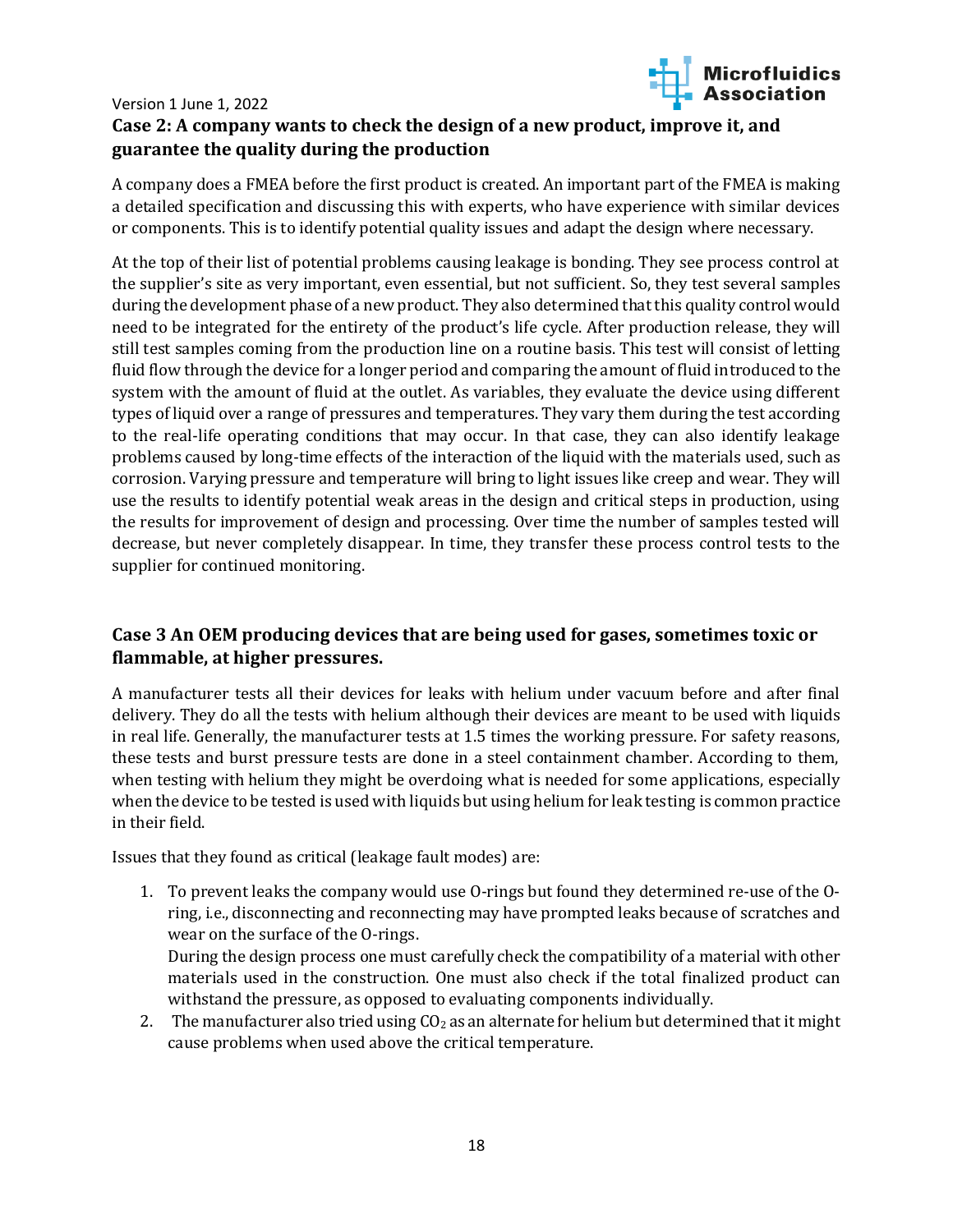### Case 2: A company wants to check the design of a new product, improve it, and guarantee the quality during the production

A company does a FMEA before the first product is created. An important part of the FMEA is making a detailed specification and discussing this with experts, who have experience with similar devices or components. This is to identify potential quality issues and adapt the design where necessary.

At the top of their list of potential problems causing leakage is bonding. They see process control at the supplier's site as very important, even essential, but not sufficient. So, they test several samples during the development phase of a new product. They also determined that this quality control would need to be integrated for the entirety of the product's life cycle. After production release, they will still test samples coming from the production line on a routine basis. This test will consist of letting fluid flow through the device for a longer period and comparing the amount of fluid introduced to the system with the amount of fluid at the outlet. As variables, they evaluate the device using different types of liquid over a range of pressures and temperatures. They vary them during the test according to the real-life operating conditions that may occur. In that case, they can also identify leakage problems caused by long-time effects of the interaction of the liquid with the materials used, such as corrosion. Varying pressure and temperature will bring to light issues like creep and wear. They will use the results to identify potential weak areas in the design and critical steps in production, using the results for improvement of design and processing. Over time the number of samples tested will decrease, but never completely disappear. In time, they transfer these process control tests to the supplier for continued monitoring.

### Case 3 An OEM producing devices that are being used for gases, sometimes toxic or flammable, at higher pressures.

A manufacturer tests all their devices for leaks with helium under vacuum before and after final delivery. They do all the tests with helium although their devices are meant to be used with liquids in real life. Generally, the manufacturer tests at 1.5 times the working pressure. For safety reasons, these tests and burst pressure tests are done in a steel containment chamber. According to them, when testing with helium they might be overdoing what is needed for some applications, especially when the device to be tested is used with liquids but using helium for leak testing is common practice in their field.

Issues that they found as critical (leakage fault modes) are:

1. To prevent leaks the company would use O-rings but found they determined re-use of the O-ring, i.e., disconnecting and reconnecting may have prompted leaks because of scratches and wear on the surface of the O-rings.
   During the design process one must carefully check the compatibility of a material with other materials used in the construction. One must also check if the total finalized product can withstand the pressure, as opposed to evaluating components individually.
2. The manufacturer also tried using $CO_2$ as an alternate for helium but determined that it might cause problems when used above the critical temperature.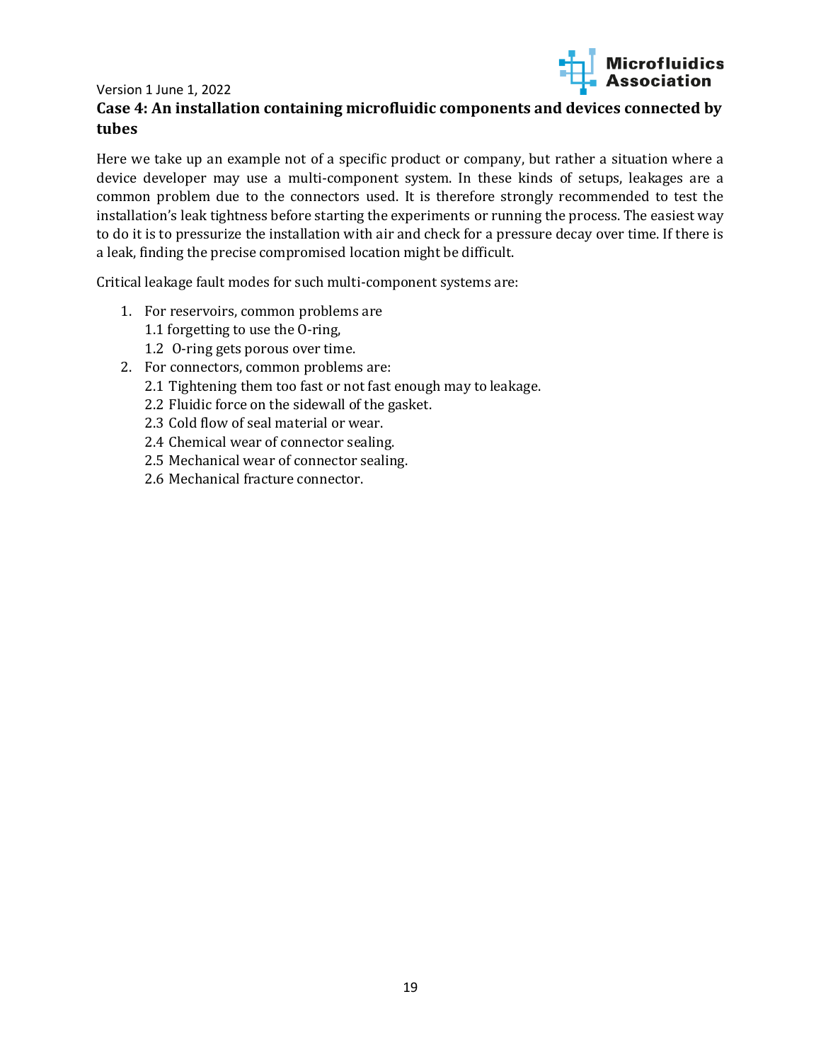## Case 4: An installation containing microfluidic components and devices connected by tubes

Here we take up an example not of a specific product or company, but rather a situation where a device developer may use a multi-component system. In these kinds of setups, leakages are a common problem due to the connectors used. It is therefore strongly recommended to test the installation's leak tightness before starting the experiments or running the process. The easiest way to do it is to pressurize the installation with air and check for a pressure decay over time. If there is a leak, finding the precise compromised location might be difficult.

Critical leakage fault modes for such multi-component systems are:

1. For reservoirs, common problems are
   1.1 forgetting to use the O-ring,
   1.2 O-ring gets porous over time.
2. For connectors, common problems are:
   2.1 Tightening them too fast or not fast enough may to leakage.
   2.2 Fluidic force on the sidewall of the gasket.
   2.3 Cold flow of seal material or wear.
   2.4 Chemical wear of connector sealing.
   2.5 Mechanical wear of connector sealing.
   2.6 Mechanical fracture connector.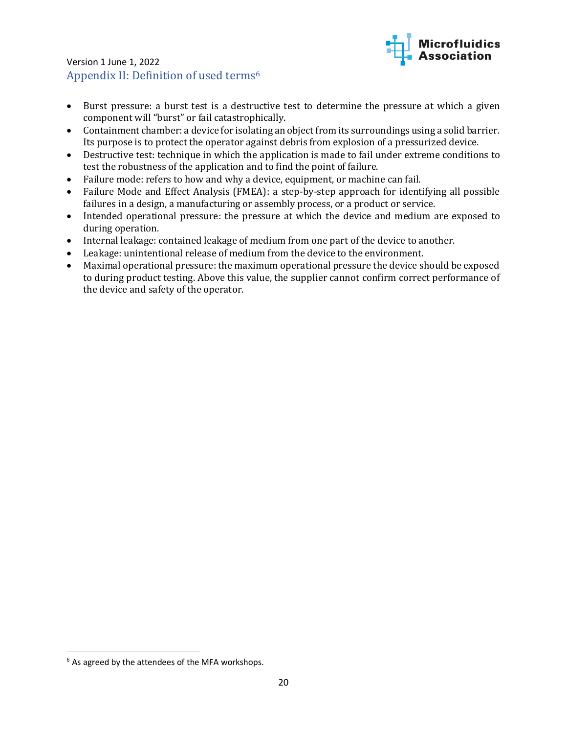## Appendix II: Definition of used terms[6]

- Burst pressure: a burst test is a destructive test to determine the pressure at which a given component will "burst" or fail catastrophically.
- Containment chamber: a device for isolating an object from its surroundings using a solid barrier. Its purpose is to protect the operator against debris from explosion of a pressurized device.
- Destructive test: technique in which the application is made to fail under extreme conditions to test the robustness of the application and to find the point of failure.
- Failure mode: refers to how and why a device, equipment, or machine can fail.
- Failure Mode and Effect Analysis (FMEA): a step-by-step approach for identifying all possible failures in a design, a manufacturing or assembly process, or a product or service.
- Intended operational pressure: the pressure at which the device and medium are exposed to during operation.
- Internal leakage: contained leakage of medium from one part of the device to another.
- Leakage: unintentional release of medium from the device to the environment.
- Maximal operational pressure: the maximum operational pressure the device should be exposed to during product testing. Above this value, the supplier cannot confirm correct performance of the device and safety of the operator.

[6] As agreed by the attendees of the MFA workshops.